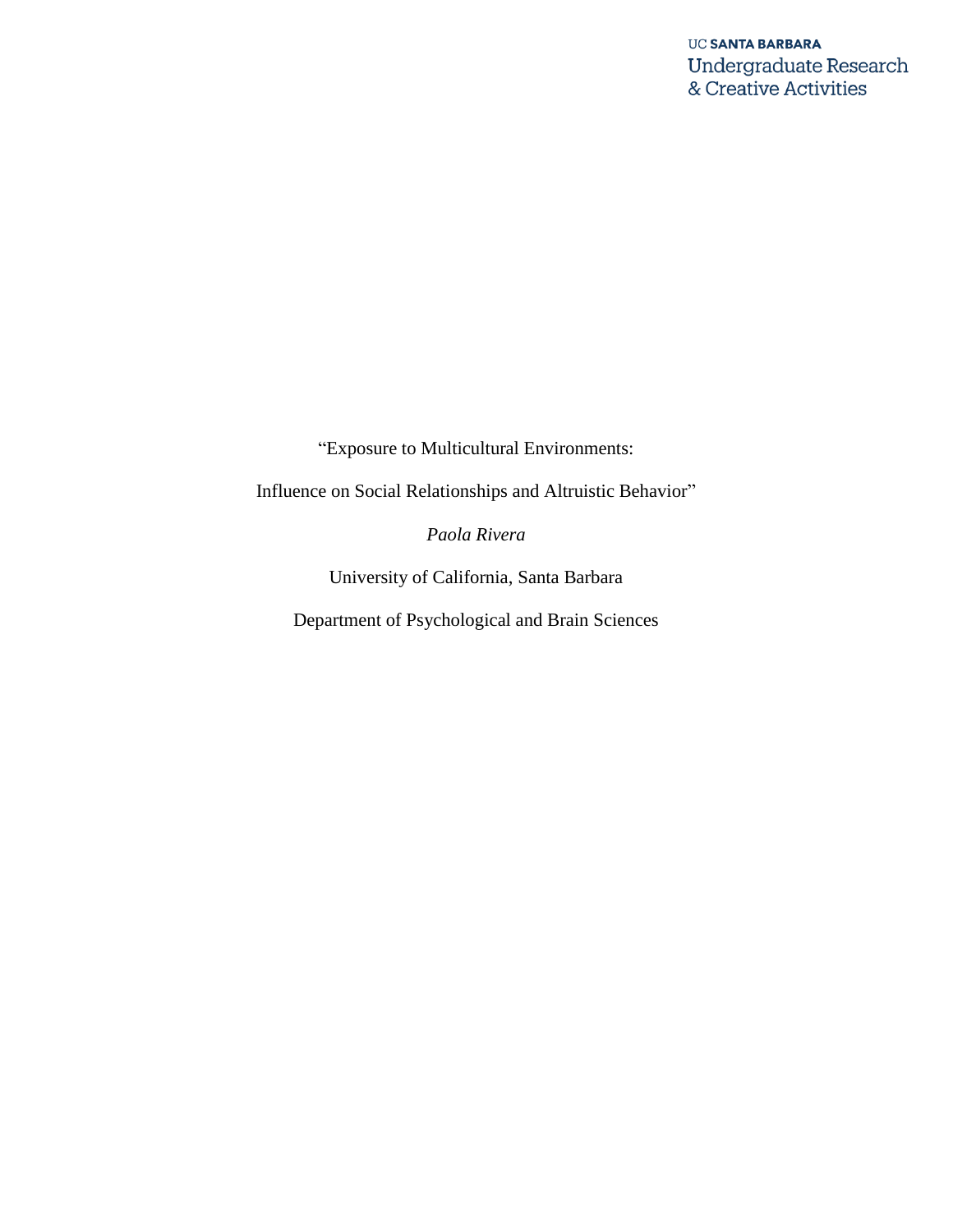UC SANTA BARBARA
Undergraduate Research
& Creative Activities

“Exposure to Multicultural Environments:

Influence on Social Relationships and Altruistic Behavior”

*Paola Rivera*

University of California, Santa Barbara

Department of Psychological and Brain Sciences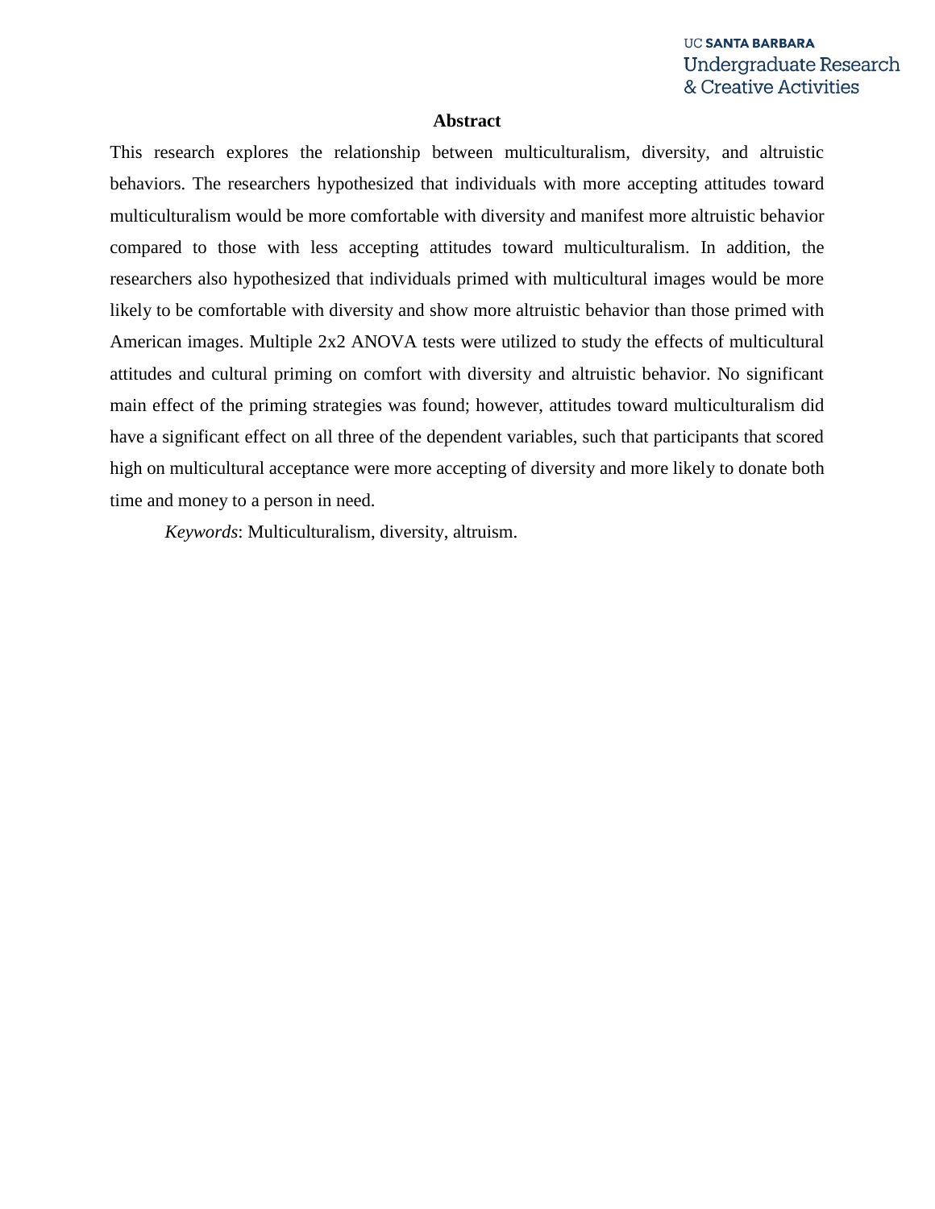## Abstract

This research explores the relationship between multiculturalism, diversity, and altruistic behaviors. The researchers hypothesized that individuals with more accepting attitudes toward multiculturalism would be more comfortable with diversity and manifest more altruistic behavior compared to those with less accepting attitudes toward multiculturalism. In addition, the researchers also hypothesized that individuals primed with multicultural images would be more likely to be comfortable with diversity and show more altruistic behavior than those primed with American images. Multiple 2x2 ANOVA tests were utilized to study the effects of multicultural attitudes and cultural priming on comfort with diversity and altruistic behavior. No significant main effect of the priming strategies was found; however, attitudes toward multiculturalism did have a significant effect on all three of the dependent variables, such that participants that scored high on multicultural acceptance were more accepting of diversity and more likely to donate both time and money to a person in need.

*Keywords*: Multiculturalism, diversity, altruism.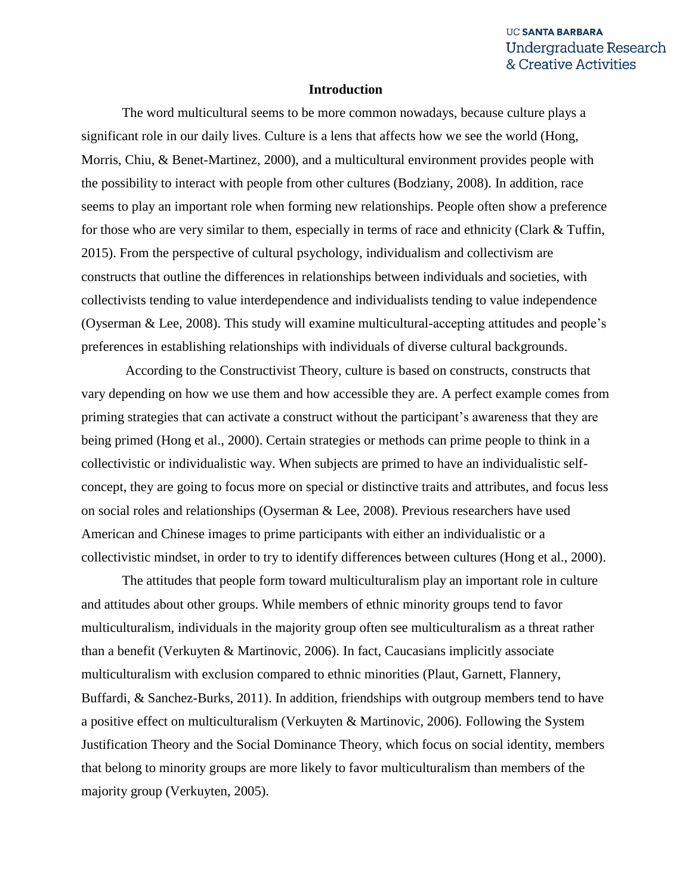## Introduction

The word multicultural seems to be more common nowadays, because culture plays a significant role in our daily lives. Culture is a lens that affects how we see the world (Hong, Morris, Chiu, & Benet-Martinez, 2000), and a multicultural environment provides people with the possibility to interact with people from other cultures (Bodziany, 2008). In addition, race seems to play an important role when forming new relationships. People often show a preference for those who are very similar to them, especially in terms of race and ethnicity (Clark & Tuffin, 2015). From the perspective of cultural psychology, individualism and collectivism are constructs that outline the differences in relationships between individuals and societies, with collectivists tending to value interdependence and individualists tending to value independence (Oyserman & Lee, 2008). This study will examine multicultural-accepting attitudes and people's preferences in establishing relationships with individuals of diverse cultural backgrounds.

According to the Constructivist Theory, culture is based on constructs, constructs that vary depending on how we use them and how accessible they are. A perfect example comes from priming strategies that can activate a construct without the participant's awareness that they are being primed (Hong et al., 2000). Certain strategies or methods can prime people to think in a collectivistic or individualistic way. When subjects are primed to have an individualistic self-concept, they are going to focus more on special or distinctive traits and attributes, and focus less on social roles and relationships (Oyserman & Lee, 2008). Previous researchers have used American and Chinese images to prime participants with either an individualistic or a collectivistic mindset, in order to try to identify differences between cultures (Hong et al., 2000).

The attitudes that people form toward multiculturalism play an important role in culture and attitudes about other groups. While members of ethnic minority groups tend to favor multiculturalism, individuals in the majority group often see multiculturalism as a threat rather than a benefit (Verkuyten & Martinovic, 2006). In fact, Caucasians implicitly associate multiculturalism with exclusion compared to ethnic minorities (Plaut, Garnett, Flannery, Buffardi, & Sanchez-Burks, 2011). In addition, friendships with outgroup members tend to have a positive effect on multiculturalism (Verkuyten & Martinovic, 2006). Following the System Justification Theory and the Social Dominance Theory, which focus on social identity, members that belong to minority groups are more likely to favor multiculturalism than members of the majority group (Verkuyten, 2005).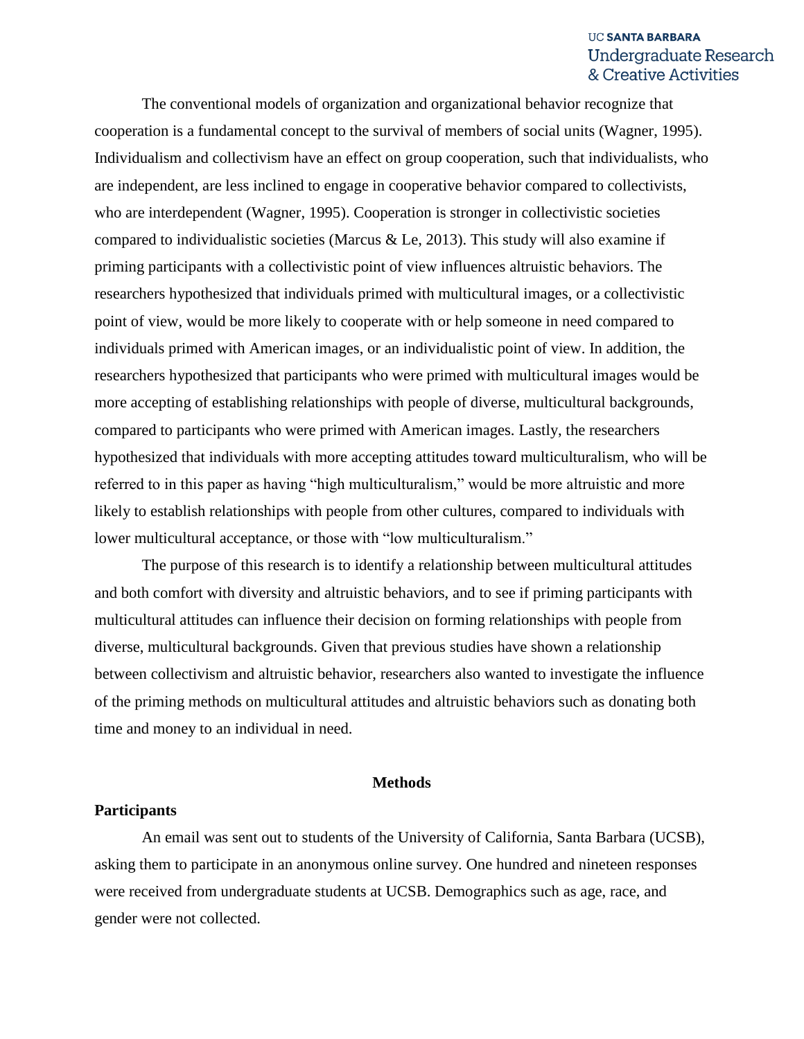The conventional models of organization and organizational behavior recognize that cooperation is a fundamental concept to the survival of members of social units (Wagner, 1995). Individualism and collectivism have an effect on group cooperation, such that individualists, who are independent, are less inclined to engage in cooperative behavior compared to collectivists, who are interdependent (Wagner, 1995). Cooperation is stronger in collectivistic societies compared to individualistic societies (Marcus & Le, 2013). This study will also examine if priming participants with a collectivistic point of view influences altruistic behaviors. The researchers hypothesized that individuals primed with multicultural images, or a collectivistic point of view, would be more likely to cooperate with or help someone in need compared to individuals primed with American images, or an individualistic point of view. In addition, the researchers hypothesized that participants who were primed with multicultural images would be more accepting of establishing relationships with people of diverse, multicultural backgrounds, compared to participants who were primed with American images. Lastly, the researchers hypothesized that individuals with more accepting attitudes toward multiculturalism, who will be referred to in this paper as having "high multiculturalism," would be more altruistic and more likely to establish relationships with people from other cultures, compared to individuals with lower multicultural acceptance, or those with "low multiculturalism."

The purpose of this research is to identify a relationship between multicultural attitudes and both comfort with diversity and altruistic behaviors, and to see if priming participants with multicultural attitudes can influence their decision on forming relationships with people from diverse, multicultural backgrounds. Given that previous studies have shown a relationship between collectivism and altruistic behavior, researchers also wanted to investigate the influence of the priming methods on multicultural attitudes and altruistic behaviors such as donating both time and money to an individual in need.

## Methods

### Participants

An email was sent out to students of the University of California, Santa Barbara (UCSB), asking them to participate in an anonymous online survey. One hundred and nineteen responses were received from undergraduate students at UCSB. Demographics such as age, race, and gender were not collected.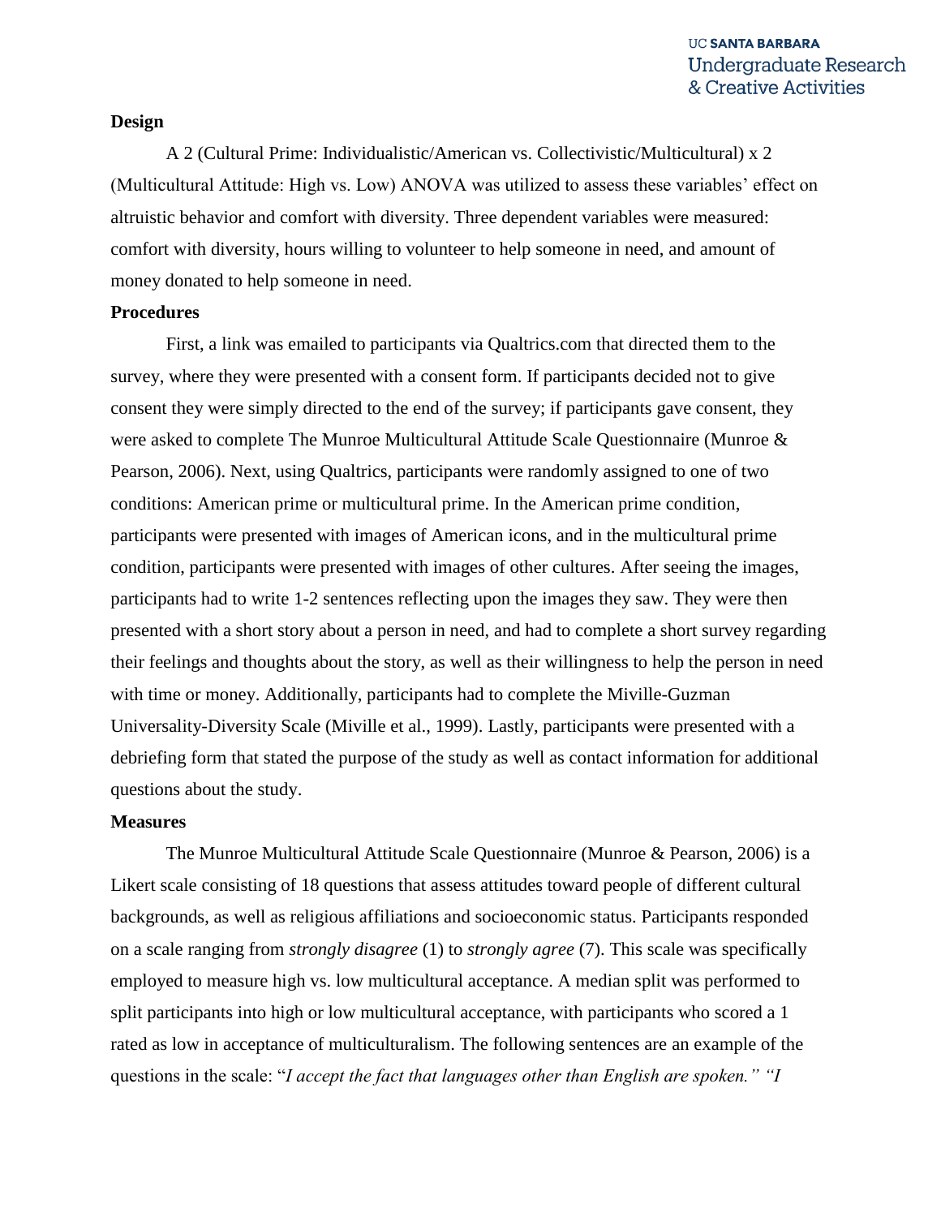**Design**

A 2 (Cultural Prime: Individualistic/American vs. Collectivistic/Multicultural) x 2 (Multicultural Attitude: High vs. Low) ANOVA was utilized to assess these variables' effect on altruistic behavior and comfort with diversity. Three dependent variables were measured: comfort with diversity, hours willing to volunteer to help someone in need, and amount of money donated to help someone in need.

**Procedures**

First, a link was emailed to participants via Qualtrics.com that directed them to the survey, where they were presented with a consent form. If participants decided not to give consent they were simply directed to the end of the survey; if participants gave consent, they were asked to complete The Munroe Multicultural Attitude Scale Questionnaire (Munroe & Pearson, 2006). Next, using Qualtrics, participants were randomly assigned to one of two conditions: American prime or multicultural prime. In the American prime condition, participants were presented with images of American icons, and in the multicultural prime condition, participants were presented with images of other cultures. After seeing the images, participants had to write 1-2 sentences reflecting upon the images they saw. They were then presented with a short story about a person in need, and had to complete a short survey regarding their feelings and thoughts about the story, as well as their willingness to help the person in need with time or money. Additionally, participants had to complete the Miville-Guzman Universality-Diversity Scale (Miville et al., 1999). Lastly, participants were presented with a debriefing form that stated the purpose of the study as well as contact information for additional questions about the study.

**Measures**

The Munroe Multicultural Attitude Scale Questionnaire (Munroe & Pearson, 2006) is a Likert scale consisting of 18 questions that assess attitudes toward people of different cultural backgrounds, as well as religious affiliations and socioeconomic status. Participants responded on a scale ranging from *strongly disagree* (1) to *strongly agree* (7). This scale was specifically employed to measure high vs. low multicultural acceptance. A median split was performed to split participants into high or low multicultural acceptance, with participants who scored a 1 rated as low in acceptance of multiculturalism. The following sentences are an example of the questions in the scale: "*I accept the fact that languages other than English are spoken.*" "*I*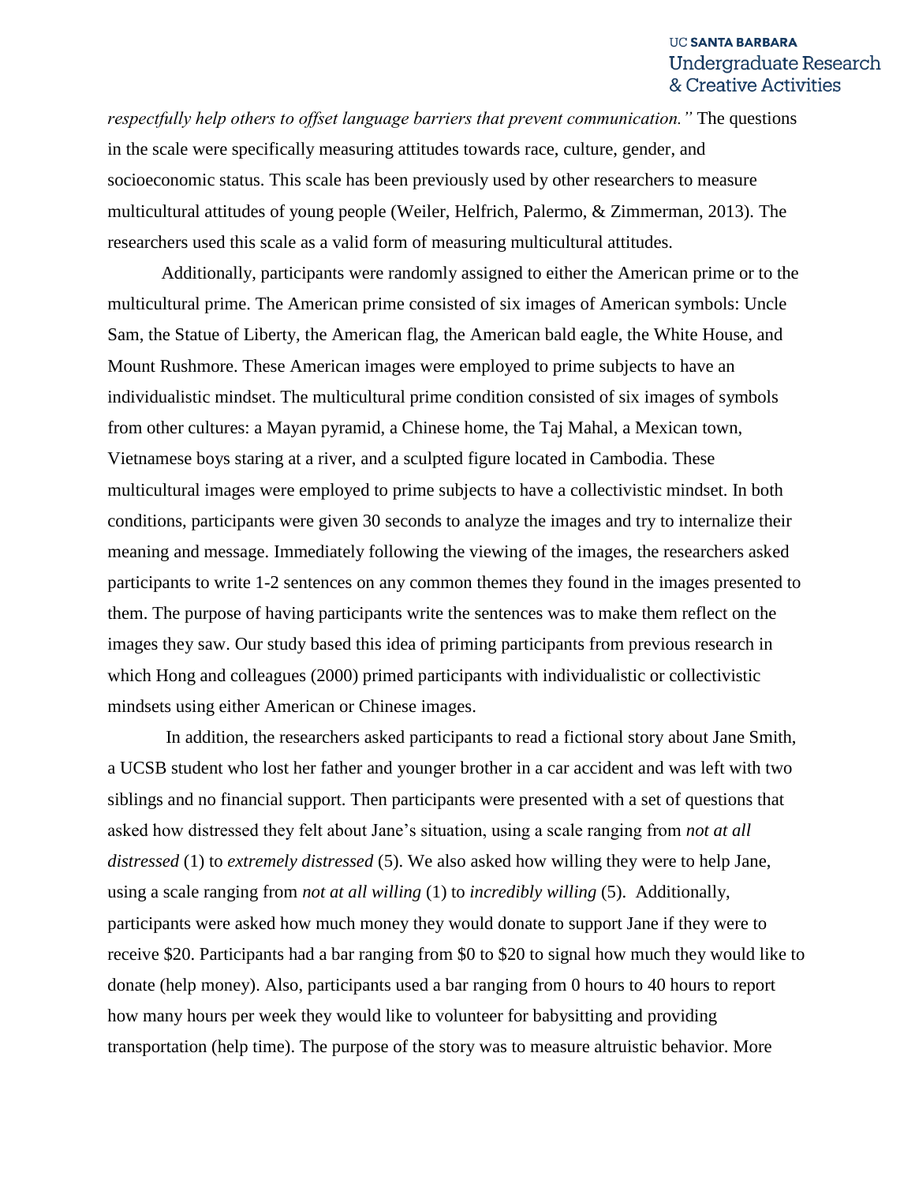*respectfully help others to offset language barriers that prevent communication."* The questions in the scale were specifically measuring attitudes towards race, culture, gender, and socioeconomic status. This scale has been previously used by other researchers to measure multicultural attitudes of young people (Weiler, Helfrich, Palermo, & Zimmerman, 2013). The researchers used this scale as a valid form of measuring multicultural attitudes.

Additionally, participants were randomly assigned to either the American prime or to the multicultural prime. The American prime consisted of six images of American symbols: Uncle Sam, the Statue of Liberty, the American flag, the American bald eagle, the White House, and Mount Rushmore. These American images were employed to prime subjects to have an individualistic mindset. The multicultural prime condition consisted of six images of symbols from other cultures: a Mayan pyramid, a Chinese home, the Taj Mahal, a Mexican town, Vietnamese boys staring at a river, and a sculpted figure located in Cambodia. These multicultural images were employed to prime subjects to have a collectivistic mindset. In both conditions, participants were given 30 seconds to analyze the images and try to internalize their meaning and message. Immediately following the viewing of the images, the researchers asked participants to write 1-2 sentences on any common themes they found in the images presented to them. The purpose of having participants write the sentences was to make them reflect on the images they saw. Our study based this idea of priming participants from previous research in which Hong and colleagues (2000) primed participants with individualistic or collectivistic mindsets using either American or Chinese images.

In addition, the researchers asked participants to read a fictional story about Jane Smith, a UCSB student who lost her father and younger brother in a car accident and was left with two siblings and no financial support. Then participants were presented with a set of questions that asked how distressed they felt about Jane's situation, using a scale ranging from *not at all distressed* (1) to *extremely distressed* (5). We also asked how willing they were to help Jane, using a scale ranging from *not at all willing* (1) to *incredibly willing* (5). Additionally, participants were asked how much money they would donate to support Jane if they were to receive $20. Participants had a bar ranging from $0 to $20 to signal how much they would like to donate (help money). Also, participants used a bar ranging from 0 hours to 40 hours to report how many hours per week they would like to volunteer for babysitting and providing transportation (help time). The purpose of the story was to measure altruistic behavior. More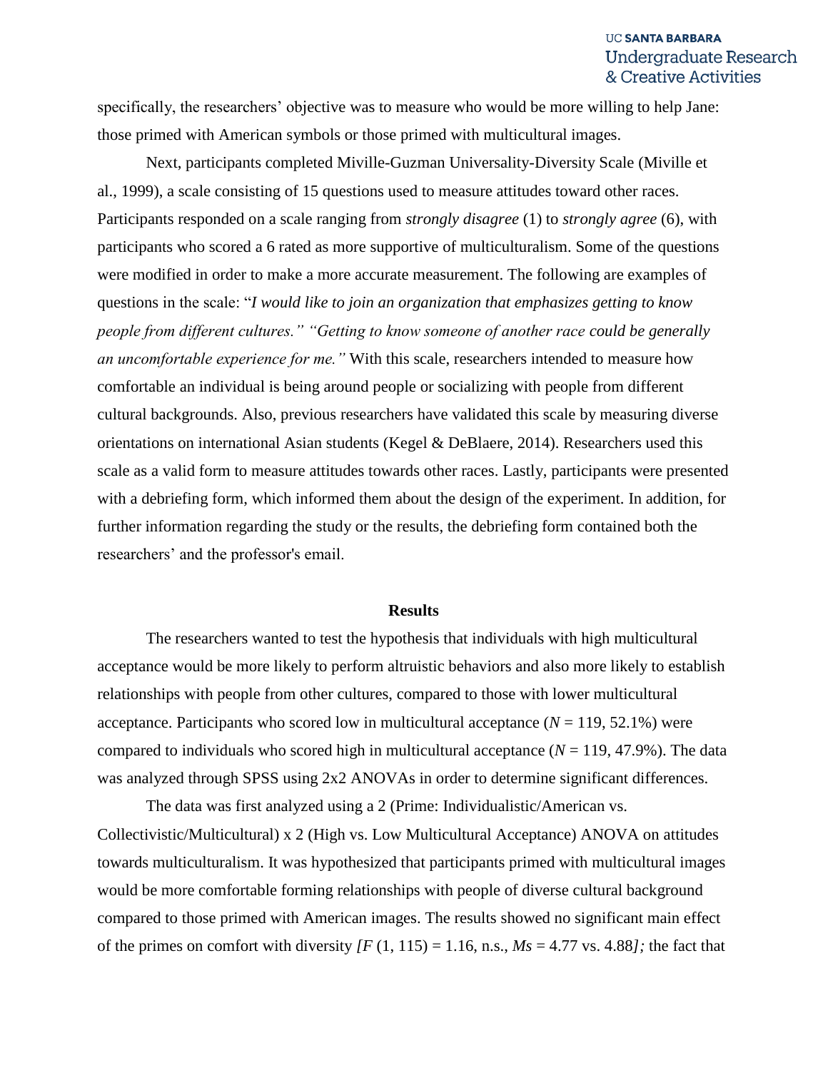specifically, the researchers' objective was to measure who would be more willing to help Jane: those primed with American symbols or those primed with multicultural images.

Next, participants completed Miville-Guzman Universality-Diversity Scale (Miville et al., 1999), a scale consisting of 15 questions used to measure attitudes toward other races. Participants responded on a scale ranging from *strongly disagree* (1) to *strongly agree* (6), with participants who scored a 6 rated as more supportive of multiculturalism. Some of the questions were modified in order to make a more accurate measurement. The following are examples of questions in the scale: "*I would like to join an organization that emphasizes getting to know people from different cultures." "Getting to know someone of another race could be generally an uncomfortable experience for me."* With this scale, researchers intended to measure how comfortable an individual is being around people or socializing with people from different cultural backgrounds. Also, previous researchers have validated this scale by measuring diverse orientations on international Asian students (Kegel & DeBlaere, 2014). Researchers used this scale as a valid form to measure attitudes towards other races. Lastly, participants were presented with a debriefing form, which informed them about the design of the experiment. In addition, for further information regarding the study or the results, the debriefing form contained both the researchers' and the professor's email.

## Results

The researchers wanted to test the hypothesis that individuals with high multicultural acceptance would be more likely to perform altruistic behaviors and also more likely to establish relationships with people from other cultures, compared to those with lower multicultural acceptance. Participants who scored low in multicultural acceptance ($N$ = 119, 52.1%) were compared to individuals who scored high in multicultural acceptance ($N$ = 119, 47.9%). The data was analyzed through SPSS using 2x2 ANOVAs in order to determine significant differences.

The data was first analyzed using a 2 (Prime: Individualistic/American vs. Collectivistic/Multicultural) x 2 (High vs. Low Multicultural Acceptance) ANOVA on attitudes towards multiculturalism. It was hypothesized that participants primed with multicultural images would be more comfortable forming relationships with people of diverse cultural background compared to those primed with American images. The results showed no significant main effect of the primes on comfort with diversity *[*$F$ (1, 115) = 1.16, n.s., $Ms$ = 4.77 vs. 4.88*];* the fact that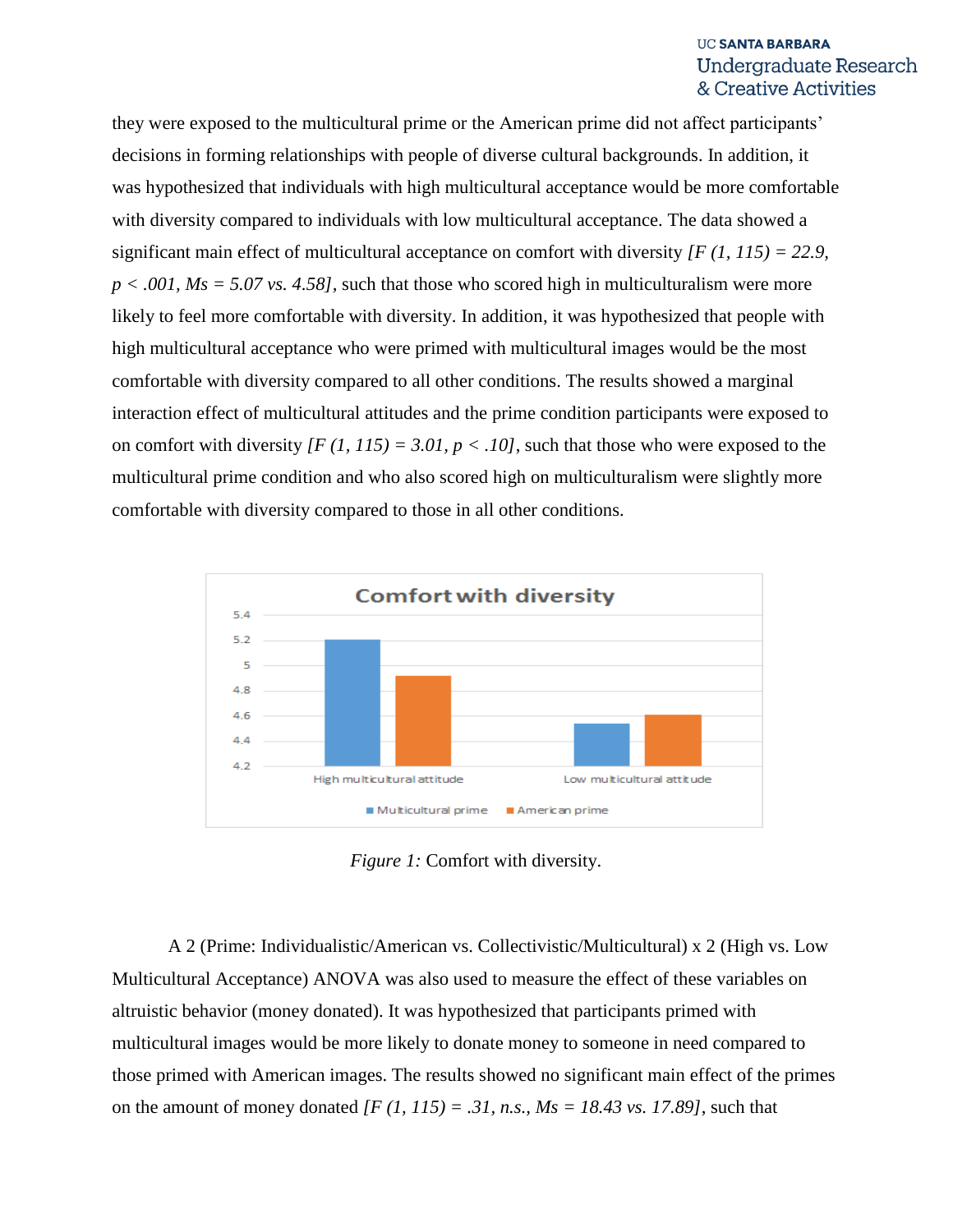they were exposed to the multicultural prime or the American prime did not affect participants' decisions in forming relationships with people of diverse cultural backgrounds. In addition, it was hypothesized that individuals with high multicultural acceptance would be more comfortable with diversity compared to individuals with low multicultural acceptance. The data showed a significant main effect of multicultural acceptance on comfort with diversity *[$F(1, 115) = 22.9$, $p < .001$, $Ms = 5.07$ vs. $4.58$]*, such that those who scored high in multiculturalism were more likely to feel more comfortable with diversity. In addition, it was hypothesized that people with high multicultural acceptance who were primed with multicultural images would be the most comfortable with diversity compared to all other conditions. The results showed a marginal interaction effect of multicultural attitudes and the prime condition participants were exposed to on comfort with diversity *[$F(1, 115) = 3.01$, $p < .10$]*, such that those who were exposed to the multicultural prime condition and who also scored high on multiculturalism were slightly more comfortable with diversity compared to those in all other conditions.

*Figure 1:* Comfort with diversity.

A 2 (Prime: Individualistic/American vs. Collectivistic/Multicultural) x 2 (High vs. Low Multicultural Acceptance) ANOVA was also used to measure the effect of these variables on altruistic behavior (money donated). It was hypothesized that participants primed with multicultural images would be more likely to donate money to someone in need compared to those primed with American images. The results showed no significant main effect of the primes on the amount of money donated *[$F(1, 115) = .31$, n.s., $Ms = 18.43$ vs. $17.89$]*, such that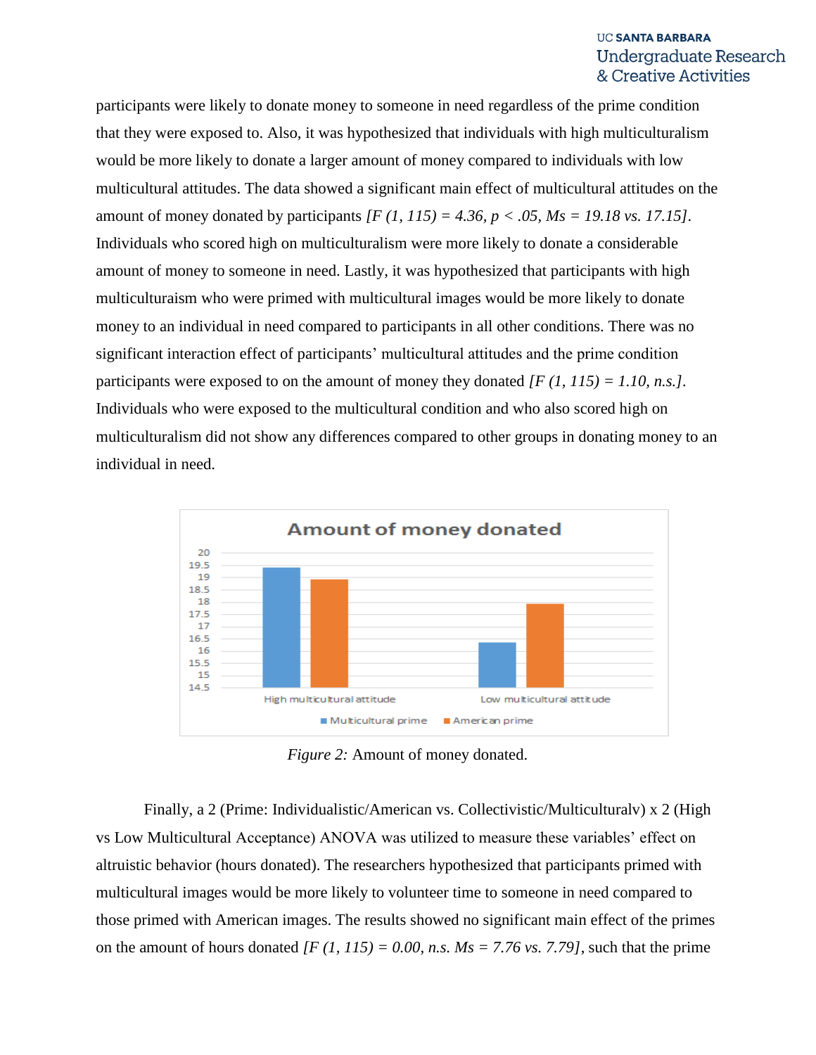participants were likely to donate money to someone in need regardless of the prime condition that they were exposed to. Also, it was hypothesized that individuals with high multiculturalism would be more likely to donate a larger amount of money compared to individuals with low multicultural attitudes. The data showed a significant main effect of multicultural attitudes on the amount of money donated by participants *[F (1, 115) = 4.36, p < .05, Ms = 19.18 vs. 17.15]*. Individuals who scored high on multiculturalism were more likely to donate a considerable amount of money to someone in need. Lastly, it was hypothesized that participants with high multicuturaism who were primed with multicultural images would be more likely to donate money to an individual in need compared to participants in all other conditions. There was no significant interaction effect of participants' multicultural attitudes and the prime condition participants were exposed to on the amount of money they donated *[F (1, 115) = 1.10, n.s.]*. Individuals who were exposed to the multicultural condition and who also scored high on multiculturalism did not show any differences compared to other groups in donating money to an individual in need.

*Figure 2:* Amount of money donated.

Finally, a 2 (Prime: Individualistic/American vs. Collectivistic/Multiculturalv) x 2 (High vs Low Multicultural Acceptance) ANOVA was utilized to measure these variables' effect on altruistic behavior (hours donated). The researchers hypothesized that participants primed with multicultural images would be more likely to volunteer time to someone in need compared to those primed with American images. The results showed no significant main effect of the primes on the amount of hours donated *[F (1, 115) = 0.00, n.s. Ms = 7.76 vs. 7.79]*, such that the prime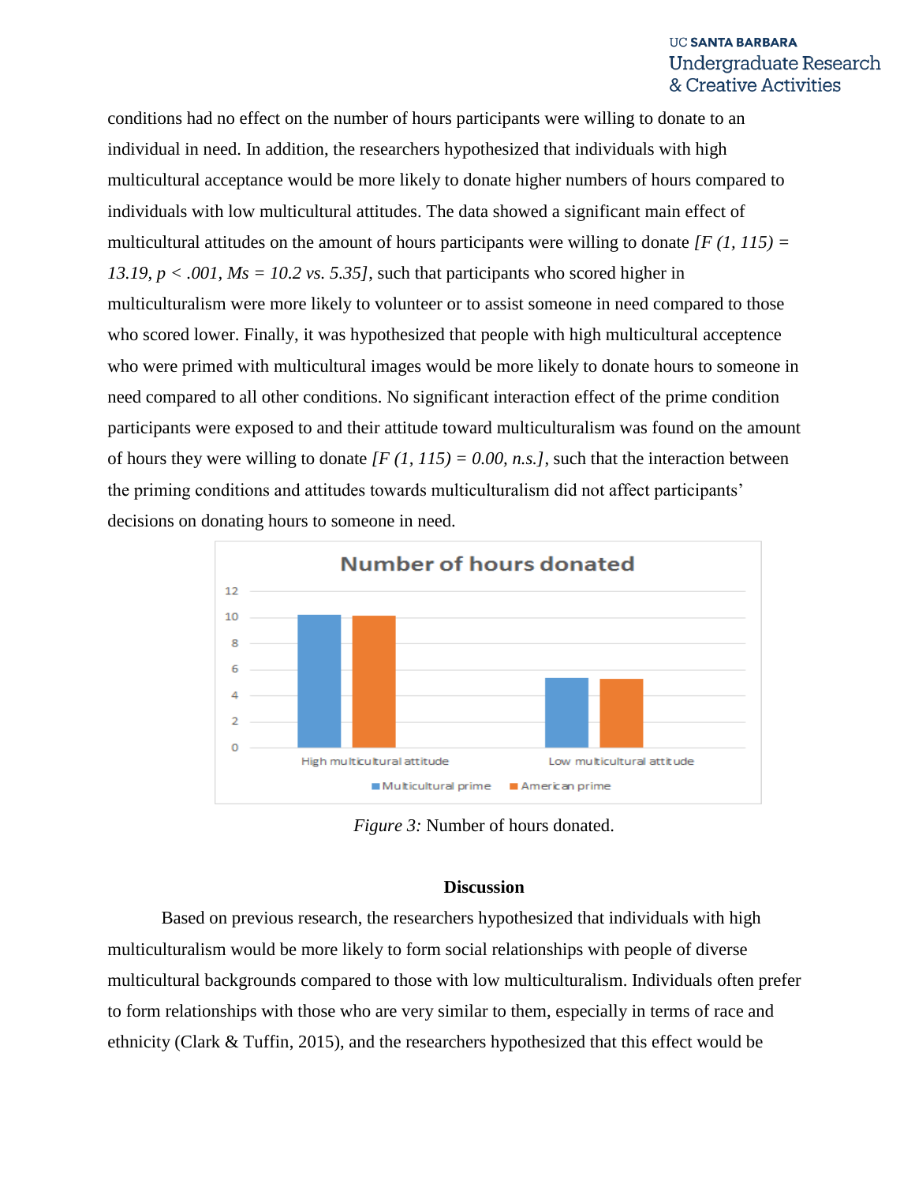conditions had no effect on the number of hours participants were willing to donate to an individual in need. In addition, the researchers hypothesized that individuals with high multicultural acceptance would be more likely to donate higher numbers of hours compared to individuals with low multicultural attitudes. The data showed a significant main effect of multicultural attitudes on the amount of hours participants were willing to donate *[F (1, 115) = 13.19, p < .001, Ms = 10.2 vs. 5.35]*, such that participants who scored higher in multiculturalism were more likely to volunteer or to assist someone in need compared to those who scored lower. Finally, it was hypothesized that people with high multicultural acceptence who were primed with multicultural images would be more likely to donate hours to someone in need compared to all other conditions. No significant interaction effect of the prime condition participants were exposed to and their attitude toward multiculturalism was found on the amount of hours they were willing to donate *[F (1, 115) = 0.00, n.s.]*, such that the interaction between the priming conditions and attitudes towards multiculturalism did not affect participants' decisions on donating hours to someone in need.

*Figure 3:* Number of hours donated.

## Discussion

Based on previous research, the researchers hypothesized that individuals with high multiculturalism would be more likely to form social relationships with people of diverse multicultural backgrounds compared to those with low multiculturalism. Individuals often prefer to form relationships with those who are very similar to them, especially in terms of race and ethnicity (Clark & Tuffin, 2015), and the researchers hypothesized that this effect would be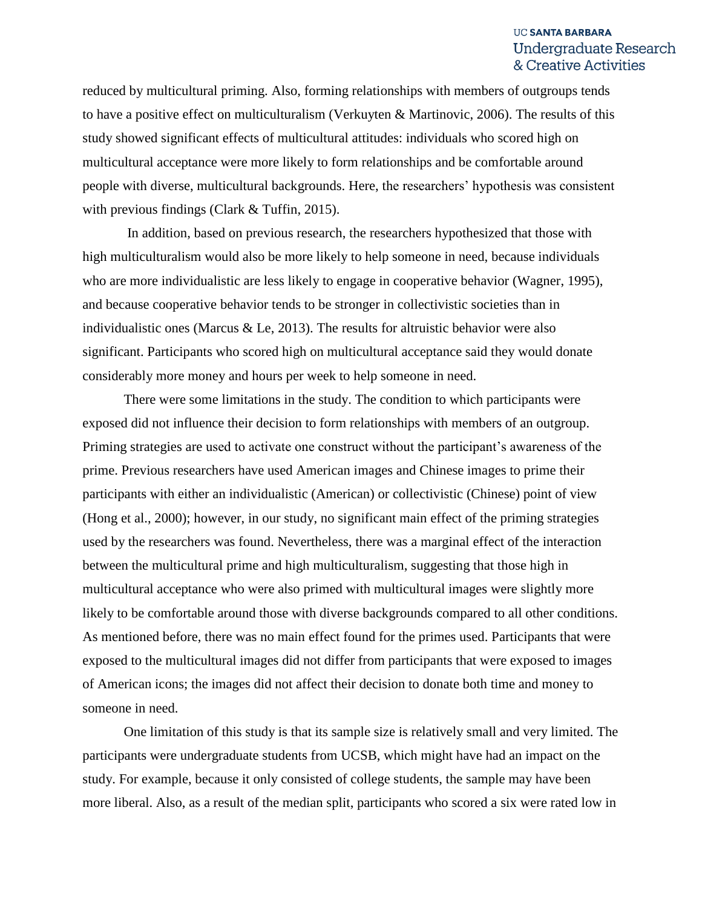reduced by multicultural priming. Also, forming relationships with members of outgroups tends to have a positive effect on multiculturalism (Verkuyten & Martinovic, 2006). The results of this study showed significant effects of multicultural attitudes: individuals who scored high on multicultural acceptance were more likely to form relationships and be comfortable around people with diverse, multicultural backgrounds. Here, the researchers' hypothesis was consistent with previous findings (Clark & Tuffin, 2015).

In addition, based on previous research, the researchers hypothesized that those with high multiculturalism would also be more likely to help someone in need, because individuals who are more individualistic are less likely to engage in cooperative behavior (Wagner, 1995), and because cooperative behavior tends to be stronger in collectivistic societies than in individualistic ones (Marcus & Le, 2013). The results for altruistic behavior were also significant. Participants who scored high on multicultural acceptance said they would donate considerably more money and hours per week to help someone in need.

There were some limitations in the study. The condition to which participants were exposed did not influence their decision to form relationships with members of an outgroup. Priming strategies are used to activate one construct without the participant's awareness of the prime. Previous researchers have used American images and Chinese images to prime their participants with either an individualistic (American) or collectivistic (Chinese) point of view (Hong et al., 2000); however, in our study, no significant main effect of the priming strategies used by the researchers was found. Nevertheless, there was a marginal effect of the interaction between the multicultural prime and high multiculturalism, suggesting that those high in multicultural acceptance who were also primed with multicultural images were slightly more likely to be comfortable around those with diverse backgrounds compared to all other conditions. As mentioned before, there was no main effect found for the primes used. Participants that were exposed to the multicultural images did not differ from participants that were exposed to images of American icons; the images did not affect their decision to donate both time and money to someone in need.

One limitation of this study is that its sample size is relatively small and very limited. The participants were undergraduate students from UCSB, which might have had an impact on the study. For example, because it only consisted of college students, the sample may have been more liberal. Also, as a result of the median split, participants who scored a six were rated low in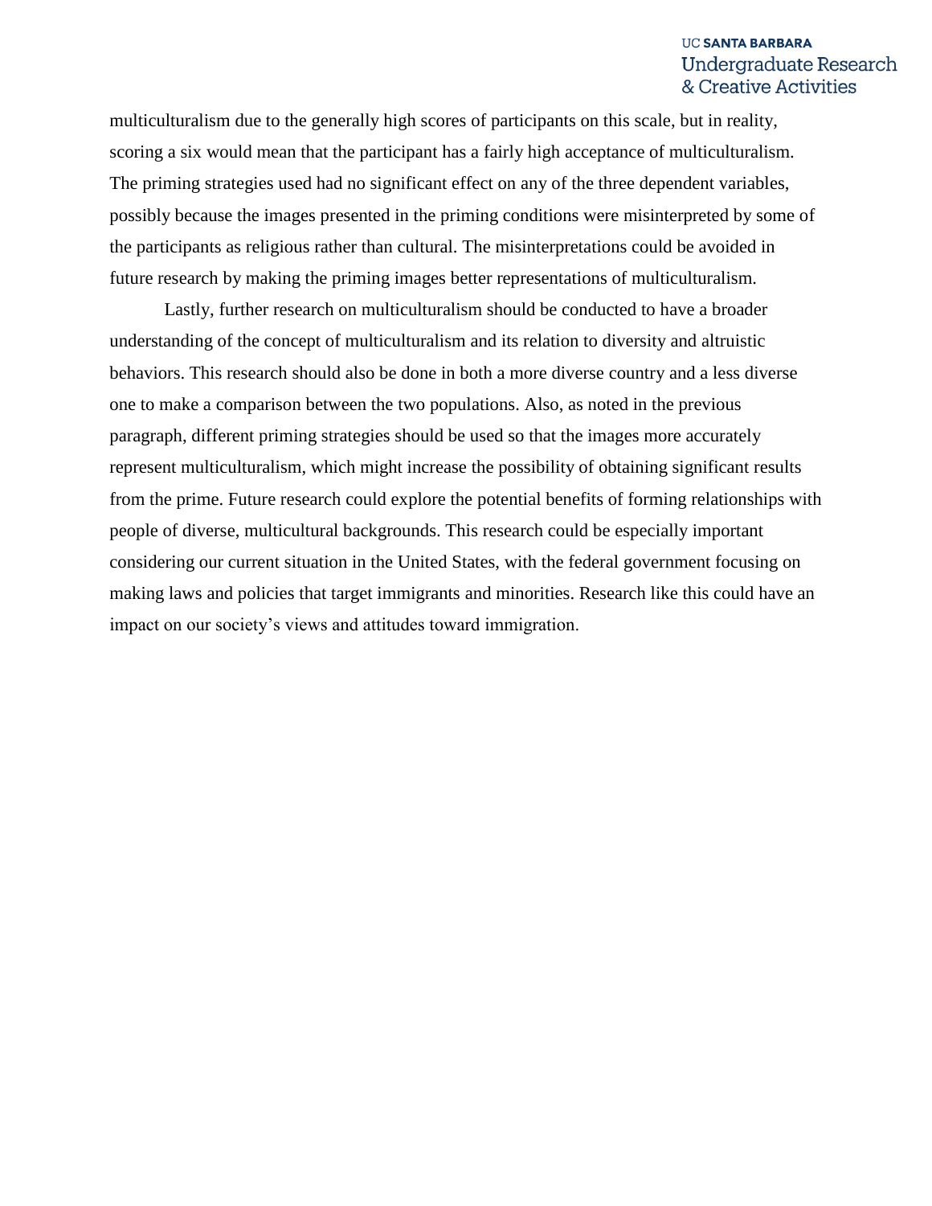multiculturalism due to the generally high scores of participants on this scale, but in reality, scoring a six would mean that the participant has a fairly high acceptance of multiculturalism. The priming strategies used had no significant effect on any of the three dependent variables, possibly because the images presented in the priming conditions were misinterpreted by some of the participants as religious rather than cultural. The misinterpretations could be avoided in future research by making the priming images better representations of multiculturalism.

Lastly, further research on multiculturalism should be conducted to have a broader understanding of the concept of multiculturalism and its relation to diversity and altruistic behaviors. This research should also be done in both a more diverse country and a less diverse one to make a comparison between the two populations. Also, as noted in the previous paragraph, different priming strategies should be used so that the images more accurately represent multiculturalism, which might increase the possibility of obtaining significant results from the prime. Future research could explore the potential benefits of forming relationships with people of diverse, multicultural backgrounds. This research could be especially important considering our current situation in the United States, with the federal government focusing on making laws and policies that target immigrants and minorities. Research like this could have an impact on our society's views and attitudes toward immigration.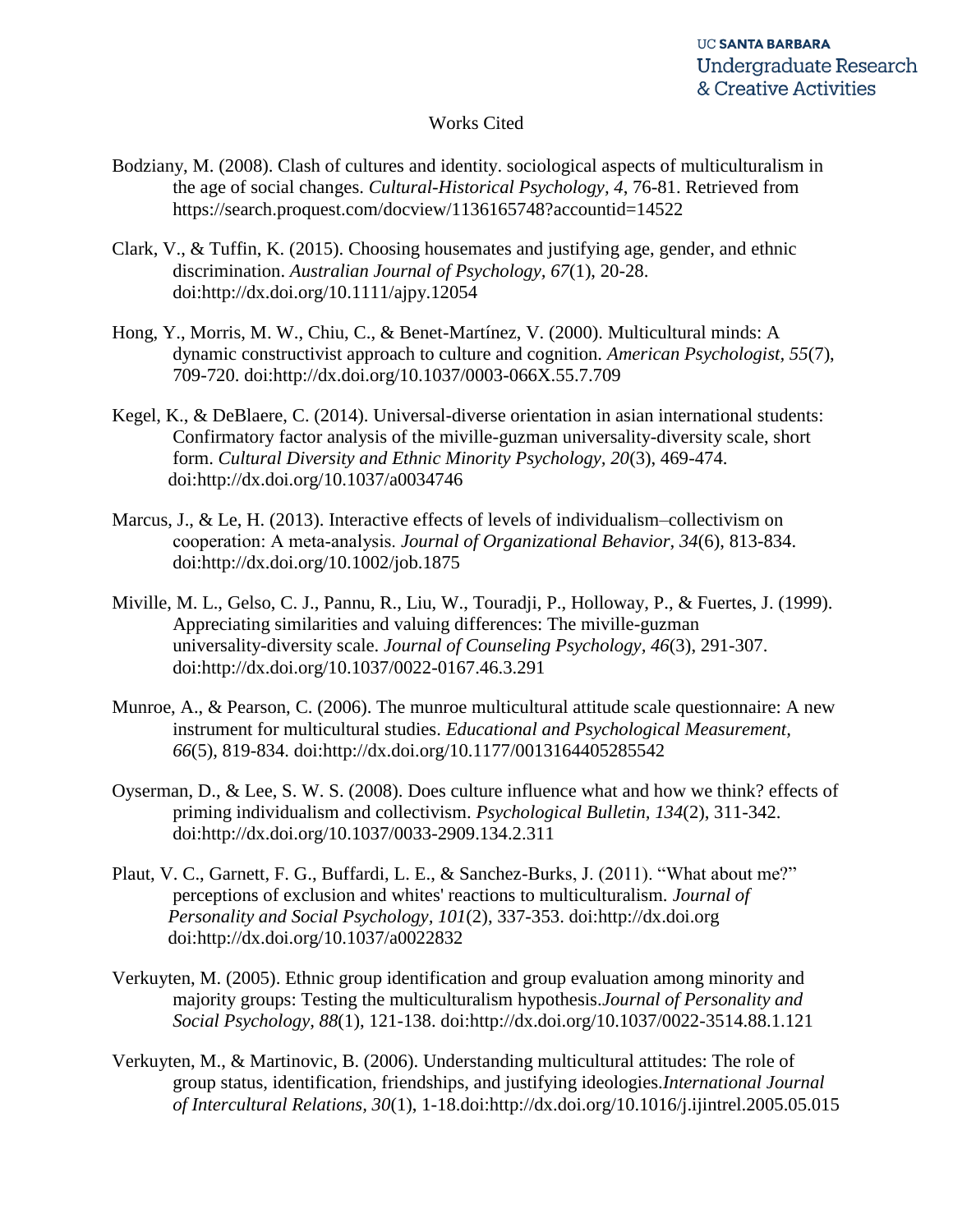# Works Cited

Bodziany, M. (2008). Clash of cultures and identity. sociological aspects of multiculturalism in the age of social changes. *Cultural-Historical Psychology, 4*, 76-81. Retrieved from https://search.proquest.com/docview/1136165748?accountid=14522

Clark, V., & Tuffin, K. (2015). Choosing housemates and justifying age, gender, and ethnic discrimination. *Australian Journal of Psychology, 67*(1), 20-28. doi:http://dx.doi.org/10.1111/ajpy.12054

Hong, Y., Morris, M. W., Chiu, C., & Benet-Martínez, V. (2000). Multicultural minds: A dynamic constructivist approach to culture and cognition. *American Psychologist, 55*(7), 709-720. doi:http://dx.doi.org/10.1037/0003-066X.55.7.709

Kegel, K., & DeBlaere, C. (2014). Universal-diverse orientation in asian international students: Confirmatory factor analysis of the miville-guzman universality-diversity scale, short form. *Cultural Diversity and Ethnic Minority Psychology, 20*(3), 469-474. doi:http://dx.doi.org/10.1037/a0034746

Marcus, J., & Le, H. (2013). Interactive effects of levels of individualism–collectivism on cooperation: A meta-analysis. *Journal of Organizational Behavior, 34*(6), 813-834. doi:http://dx.doi.org/10.1002/job.1875

Miville, M. L., Gelso, C. J., Pannu, R., Liu, W., Touradji, P., Holloway, P., & Fuertes, J. (1999). Appreciating similarities and valuing differences: The miville-guzman universality-diversity scale. *Journal of Counseling Psychology, 46*(3), 291-307. doi:http://dx.doi.org/10.1037/0022-0167.46.3.291

Munroe, A., & Pearson, C. (2006). The munroe multicultural attitude scale questionnaire: A new instrument for multicultural studies. *Educational and Psychological Measurement, 66*(5), 819-834. doi:http://dx.doi.org/10.1177/0013164405285542

Oyserman, D., & Lee, S. W. S. (2008). Does culture influence what and how we think? effects of priming individualism and collectivism. *Psychological Bulletin, 134*(2), 311-342. doi:http://dx.doi.org/10.1037/0033-2909.134.2.311

Plaut, V. C., Garnett, F. G., Buffardi, L. E., & Sanchez-Burks, J. (2011). "What about me?" perceptions of exclusion and whites' reactions to multiculturalism. *Journal of Personality and Social Psychology, 101*(2), 337-353. doi:http://dx.doi.org doi:http://dx.doi.org/10.1037/a0022832

Verkuyten, M. (2005). Ethnic group identification and group evaluation among minority and majority groups: Testing the multiculturalism hypothesis.*Journal of Personality and Social Psychology, 88*(1), 121-138. doi:http://dx.doi.org/10.1037/0022-3514.88.1.121

Verkuyten, M., & Martinovic, B. (2006). Understanding multicultural attitudes: The role of group status, identification, friendships, and justifying ideologies.*International Journal of Intercultural Relations, 30*(1), 1-18.doi:http://dx.doi.org/10.1016/j.ijintrel.2005.05.015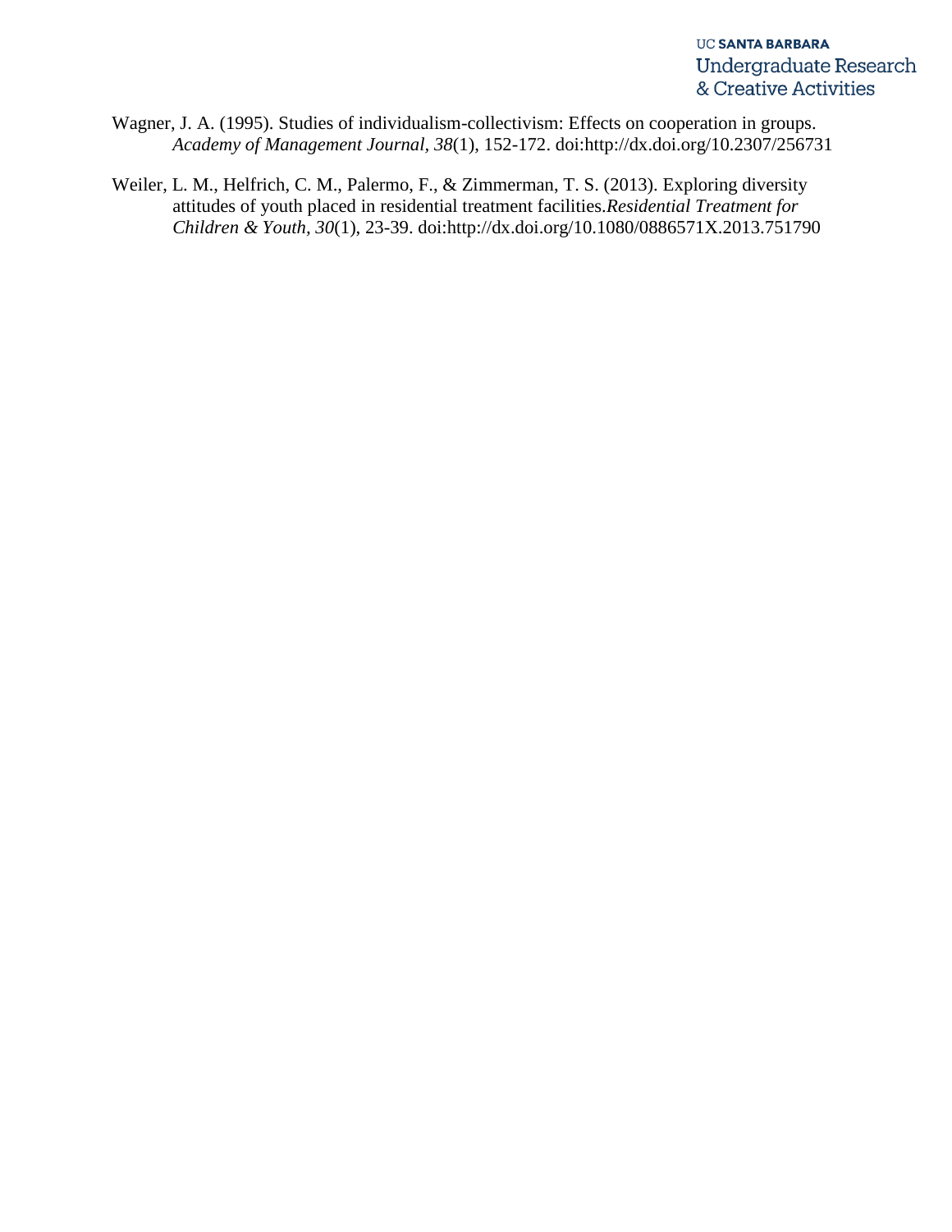Wagner, J. A. (1995). Studies of individualism-collectivism: Effects on cooperation in groups. *Academy of Management Journal*, *38*(1), 152-172. doi:http://dx.doi.org/10.2307/256731

Weiler, L. M., Helfrich, C. M., Palermo, F., & Zimmerman, T. S. (2013). Exploring diversity attitudes of youth placed in residential treatment facilities.*Residential Treatment for Children & Youth*, *30*(1), 23-39. doi:http://dx.doi.org/10.1080/0886571X.2013.751790